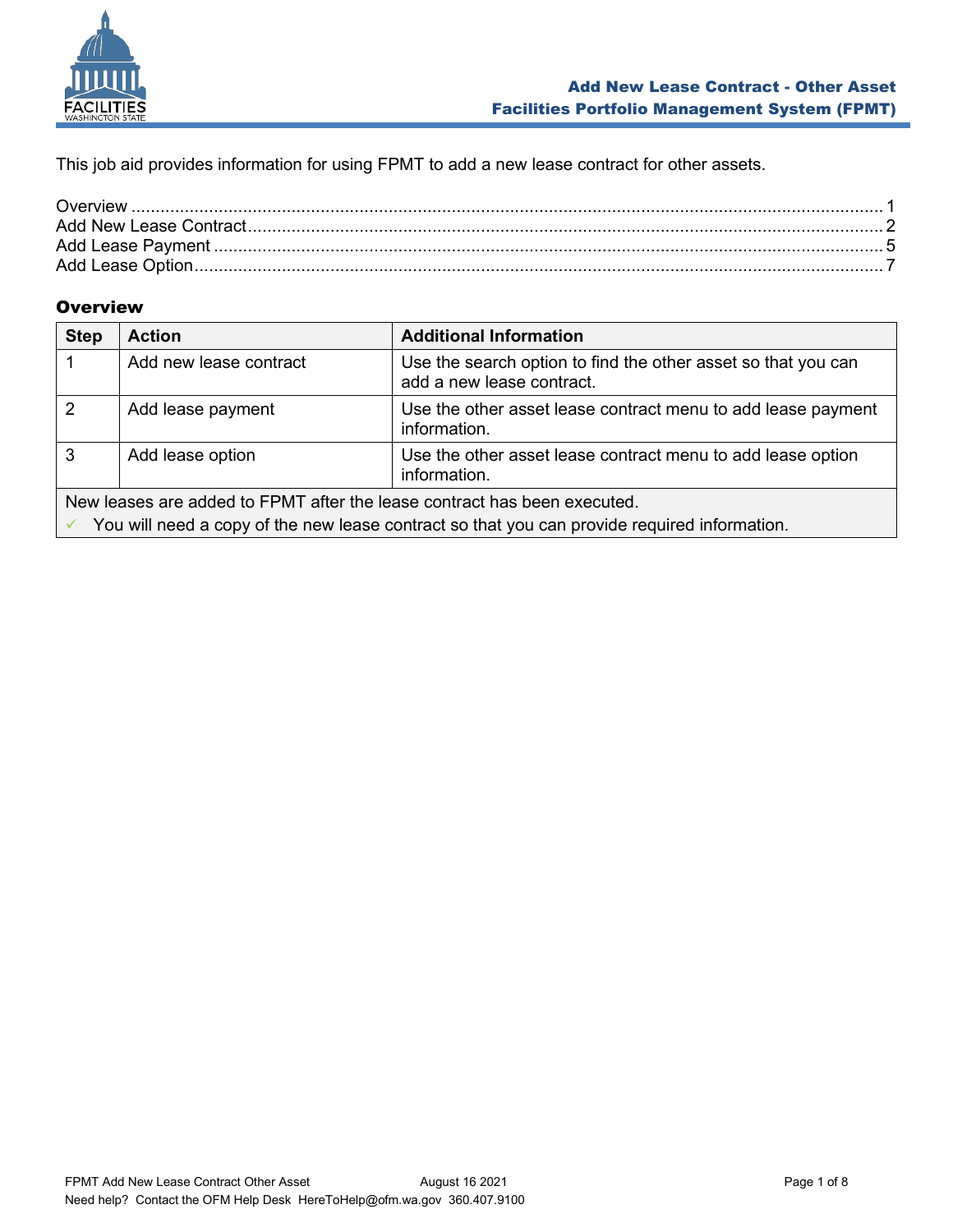# Add New Lease Contract - Other Asset
## Facilities Portfolio Management System (FPMT)

This job aid provides information for using FPMT to add a new lease contract for other assets.

Overview ........................................................................ 1
Add New Lease Contract ........................................................ 2
Add Lease Payment .............................................................. 5
Add Lease Option ................................................................ 7

### Overview

| Step | Action | Additional Information |
|---|---|---|
| 1 | Add new lease contract | Use the search option to find the other asset so that you can add a new lease contract. |
| 2 | Add lease payment | Use the other asset lease contract menu to add lease payment information. |
| 3 | Add lease option | Use the other asset lease contract menu to add lease option information. |
| New leases are added to FPMT after the lease contract has been executed. ✓ You will need a copy of the new lease contract so that you can provide required information. | | |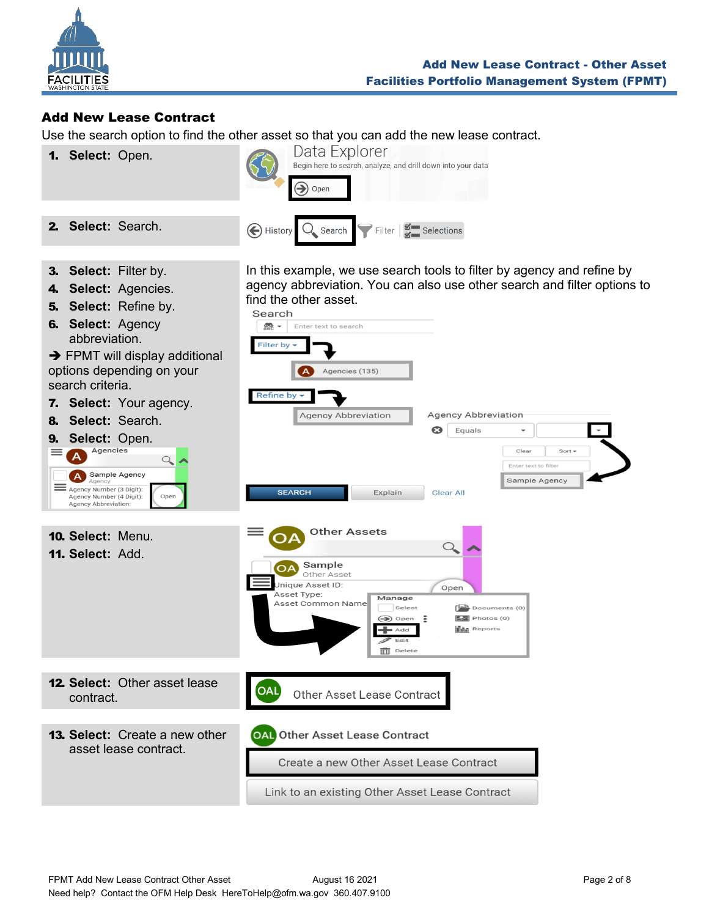## Add New Lease Contract

Use the search option to find the other asset so that you can add the new lease contract.

1. **Select:** Open.
2. **Select:** Search.
3. **Select:** Filter by.
4. **Select:** Agencies.
5. **Select:** Refine by.
6. **Select:** Agency abbreviation.

➔ FPMT will display additional options depending on your search criteria.

7. **Select:** Your agency.
8. **Select:** Search.
9. **Select:** Open.

In this example, we use search tools to filter by agency and refine by agency abbreviation. You can also use other search and filter options to find the other asset.

10. **Select:** Menu.
11. **Select:** Add.
12. **Select:** Other asset lease contract.
13. **Select:** Create a new other asset lease contract.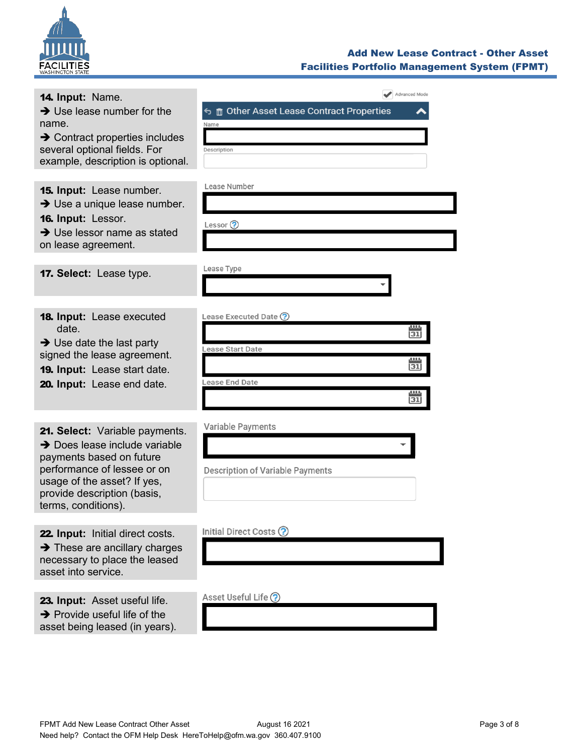**14. Input:** Name.

➔ Use lease number for the name.

➔ Contract properties includes several optional fields. For example, description is optional.

Advanced Mode

Other Asset Lease Contract Properties

Name

Description

**15. Input:** Lease number.

➔ Use a unique lease number.

**16. Input:** Lessor.

➔ Use lessor name as stated on lease agreement.

Lease Number

Lessor

**17. Select:** Lease type.

Lease Type

**18. Input:** Lease executed date.

➔ Use date the last party signed the lease agreement.

**19. Input:** Lease start date.

**20. Input:** Lease end date.

Lease Executed Date

Lease Start Date

Lease End Date

**21. Select:** Variable payments.

➔ Does lease include variable payments based on future performance of lessee or on usage of the asset? If yes, provide description (basis, terms, conditions).

Variable Payments

Description of Variable Payments

**22. Input:** Initial direct costs.

➔ These are ancillary charges necessary to place the leased asset into service.

Initial Direct Costs

**23. Input:** Asset useful life.

➔ Provide useful life of the asset being leased (in years).

Asset Useful Life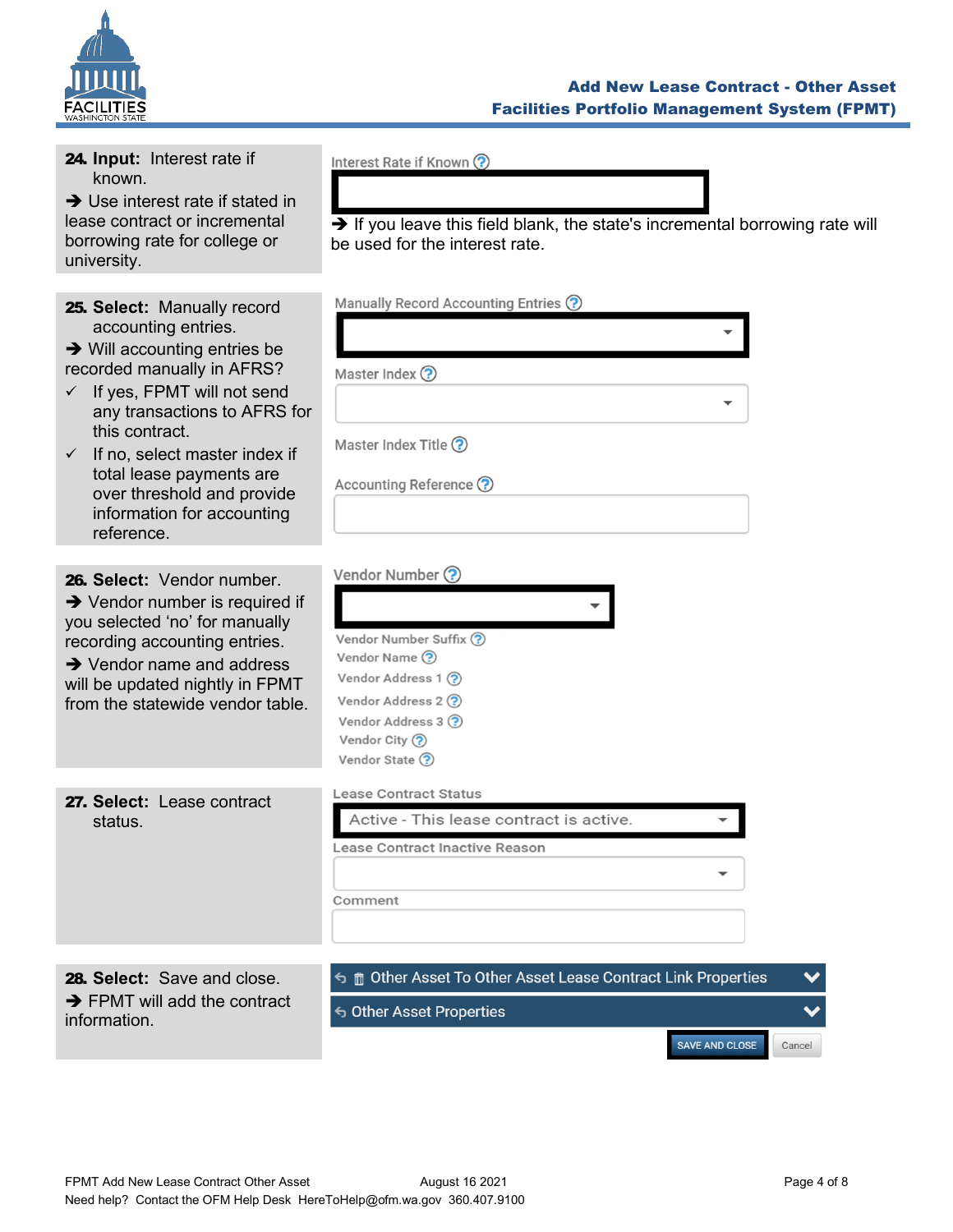**24. Input:** Interest rate if known.

➔ Use interest rate if stated in lease contract or incremental borrowing rate for college or university.

Interest Rate if Known

➔ If you leave this field blank, the state's incremental borrowing rate will be used for the interest rate.

**25. Select:** Manually record accounting entries.

➔ Will accounting entries be recorded manually in AFRS?

- ✓ If yes, FPMT will not send any transactions to AFRS for this contract.
- ✓ If no, select master index if total lease payments are over threshold and provide information for accounting reference.

Manually Record Accounting Entries

Master Index

Master Index Title

Accounting Reference

**26. Select:** Vendor number.

➔ Vendor number is required if you selected 'no' for manually recording accounting entries.

➔ Vendor name and address will be updated nightly in FPMT from the statewide vendor table.

Vendor Number

Vendor Number Suffix

Vendor Name

Vendor Address 1

Vendor Address 2

Vendor Address 3

Vendor City

Vendor State

**27. Select:** Lease contract status.

Lease Contract Status

Active - This lease contract is active.

Lease Contract Inactive Reason

Comment

**28. Select:** Save and close.

➔ FPMT will add the contract information.

Other Asset To Other Asset Lease Contract Link Properties

Other Asset Properties

SAVE AND CLOSE | Cancel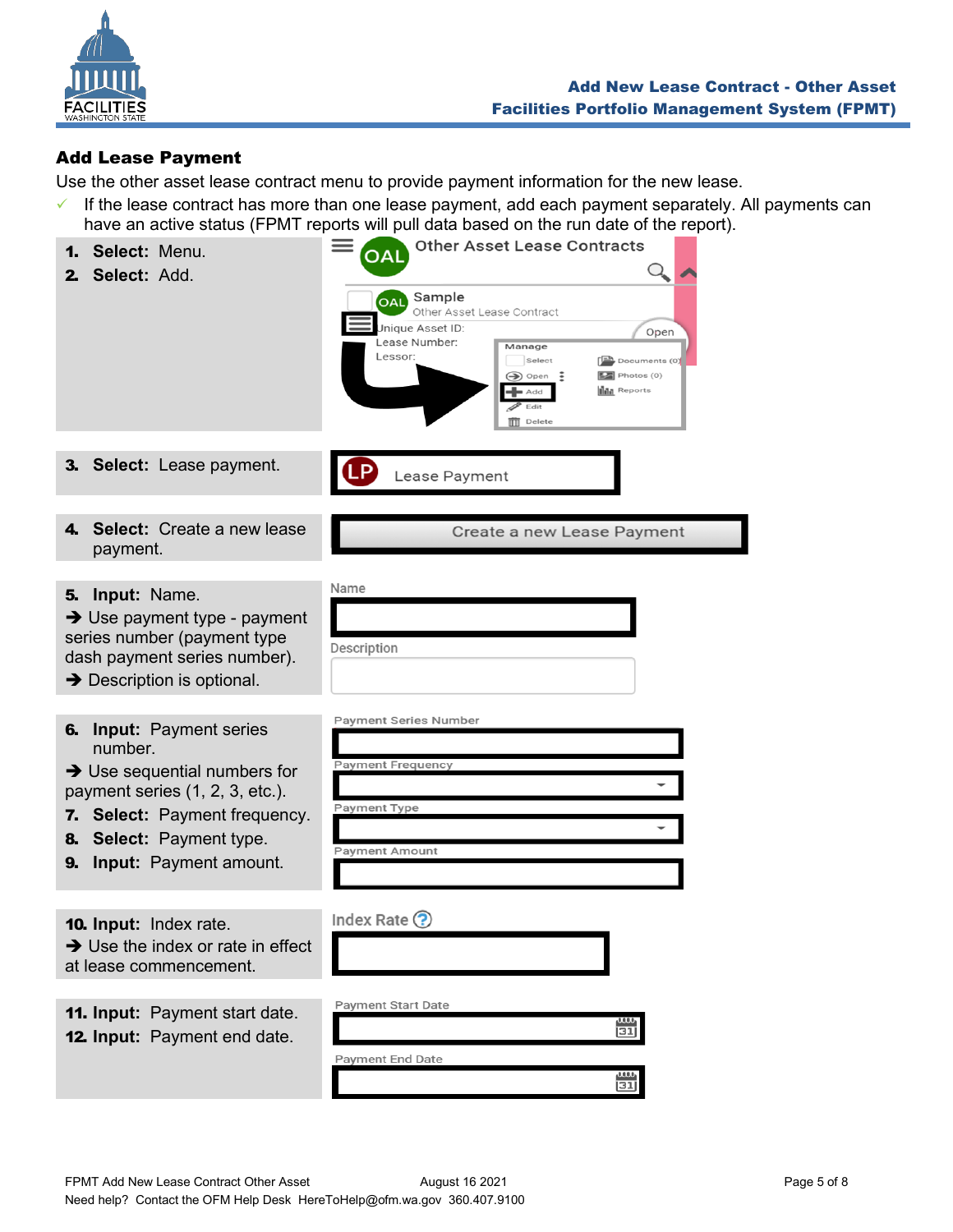## Add Lease Payment

Use the other asset lease contract menu to provide payment information for the new lease.

✓ If the lease contract has more than one lease payment, add each payment separately. All payments can have an active status (FPMT reports will pull data based on the run date of the report).

1. **Select:** Menu.
2. **Select:** Add.

3. **Select:** Lease payment.

4. **Select:** Create a new lease payment.

5. **Input:** Name.
   ➔ Use payment type - payment series number (payment type dash payment series number).
   ➔ Description is optional.

6. **Input:** Payment series number.
   ➔ Use sequential numbers for payment series (1, 2, 3, etc.).
7. **Select:** Payment frequency.
8. **Select:** Payment type.
9. **Input:** Payment amount.

10. **Input:** Index rate.
    ➔ Use the index or rate in effect at lease commencement.

11. **Input:** Payment start date.
12. **Input:** Payment end date.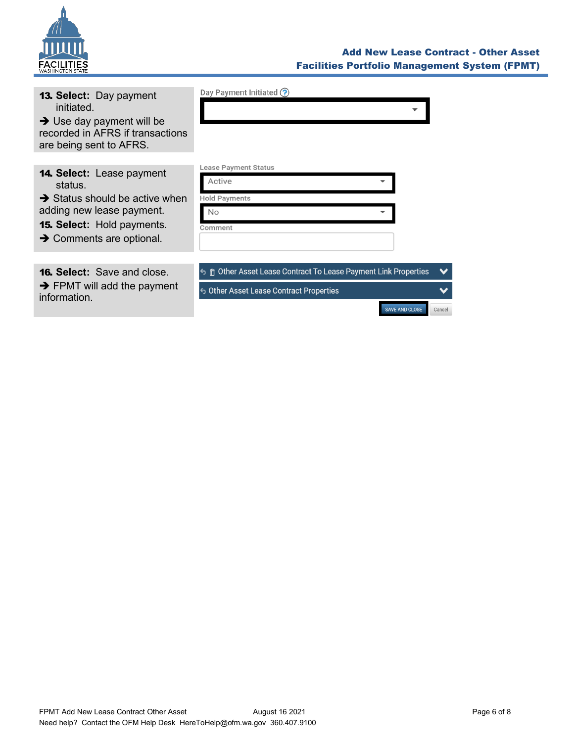**13. Select:** Day payment initiated.

➔ Use day payment will be recorded in AFRS if transactions are being sent to AFRS.

Day Payment Initiated

**14. Select:** Lease payment status.

➔ Status should be active when adding new lease payment.

**15. Select:** Hold payments.

➔ Comments are optional.

Lease Payment Status: Active

Hold Payments: No

Comment

**16. Select:** Save and close.

➔ FPMT will add the payment information.

Other Asset Lease Contract To Lease Payment Link Properties

Other Asset Lease Contract Properties

SAVE AND CLOSE | Cancel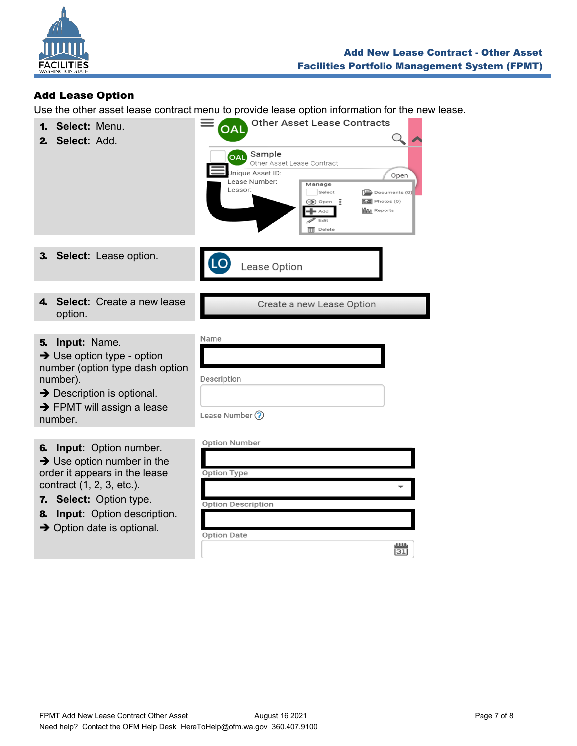## Add Lease Option

Use the other asset lease contract menu to provide lease option information for the new lease.

1. **Select:** Menu.
2. **Select:** Add.

3. **Select:** Lease option.

4. **Select:** Create a new lease option.

5. **Input:** Name.
   ➔ Use option type - option number (option type dash option number).
   ➔ Description is optional.
   ➔ FPMT will assign a lease number.

6. **Input:** Option number.
   ➔ Use option number in the order it appears in the lease contract (1, 2, 3, etc.).
7. **Select:** Option type.
8. **Input:** Option description.
   ➔ Option date is optional.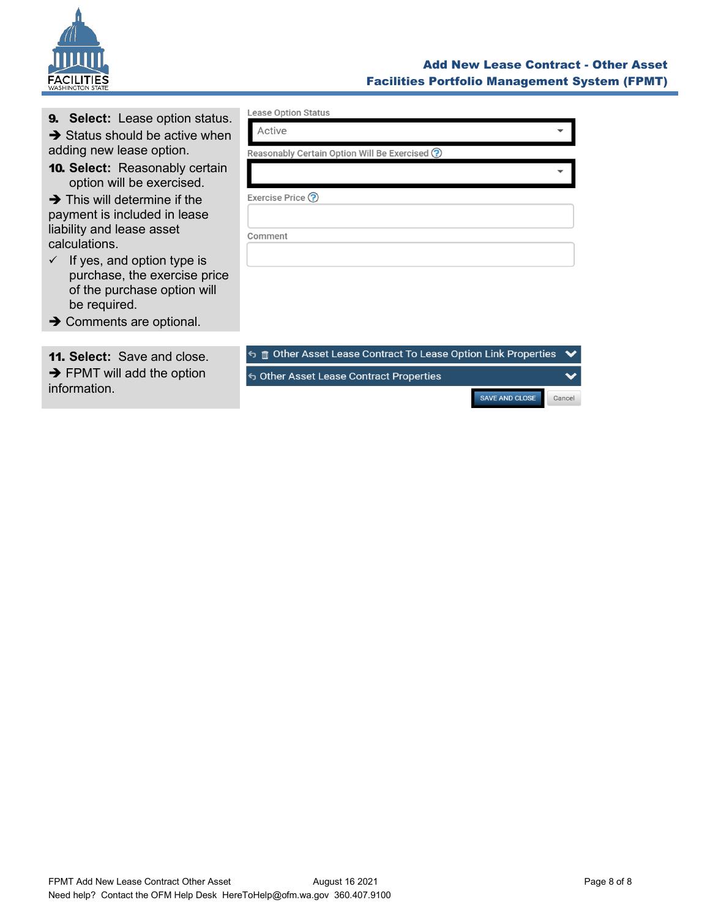**9. Select:** Lease option status.

➔ Status should be active when adding new lease option.

**10. Select:** Reasonably certain option will be exercised.

➔ This will determine if the payment is included in lease liability and lease asset calculations.

✓ If yes, and option type is purchase, the exercise price of the purchase option will be required.

➔ Comments are optional.

Lease Option Status

Active

Reasonably Certain Option Will Be Exercised

Exercise Price

Comment

**11. Select:** Save and close.

➔ FPMT will add the option information.

Other Asset Lease Contract To Lease Option Link Properties

Other Asset Lease Contract Properties

SAVE AND CLOSE

Cancel

Need help? Contact the OFM Help Desk HereToHelp@ofm.wa.gov 360.407.9100